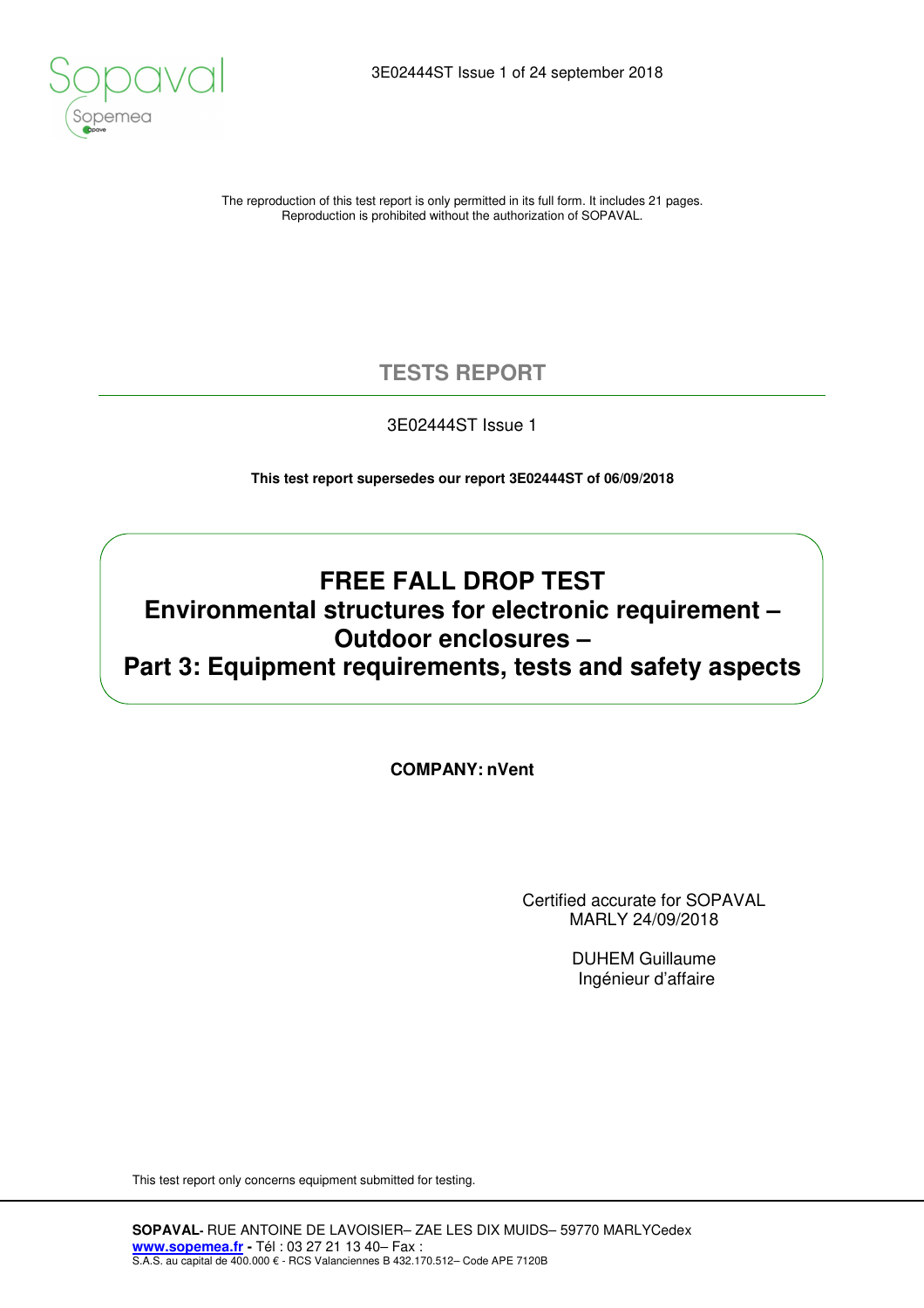The reproduction of this test report is only permitted in its full form. It includes 21 pages.
Reproduction is prohibited without the authorization of SOPAVAL.

# TESTS REPORT

3E02444ST Issue 1

**This test report supersedes our report 3E02444ST of 06/09/2018**

## FREE FALL DROP TEST
## Environmental structures for electronic requirement – Outdoor enclosures –
## Part 3: Equipment requirements, tests and safety aspects

**COMPANY: nVent**

Certified accurate for SOPAVAL
MARLY 24/09/2018

DUHEM Guillaume
Ingénieur d'affaire

This test report only concerns equipment submitted for testing.

**SOPAVAL-** RUE ANTOINE DE LAVOISIER– ZAE LES DIX MUIDS– 59770 MARLYCedex
**www.sopemea.fr -** Tél : 03 27 21 13 40– Fax :
S.A.S. au capital de 400.000 € - RCS Valanciennes B 432.170.512– Code APE 7120B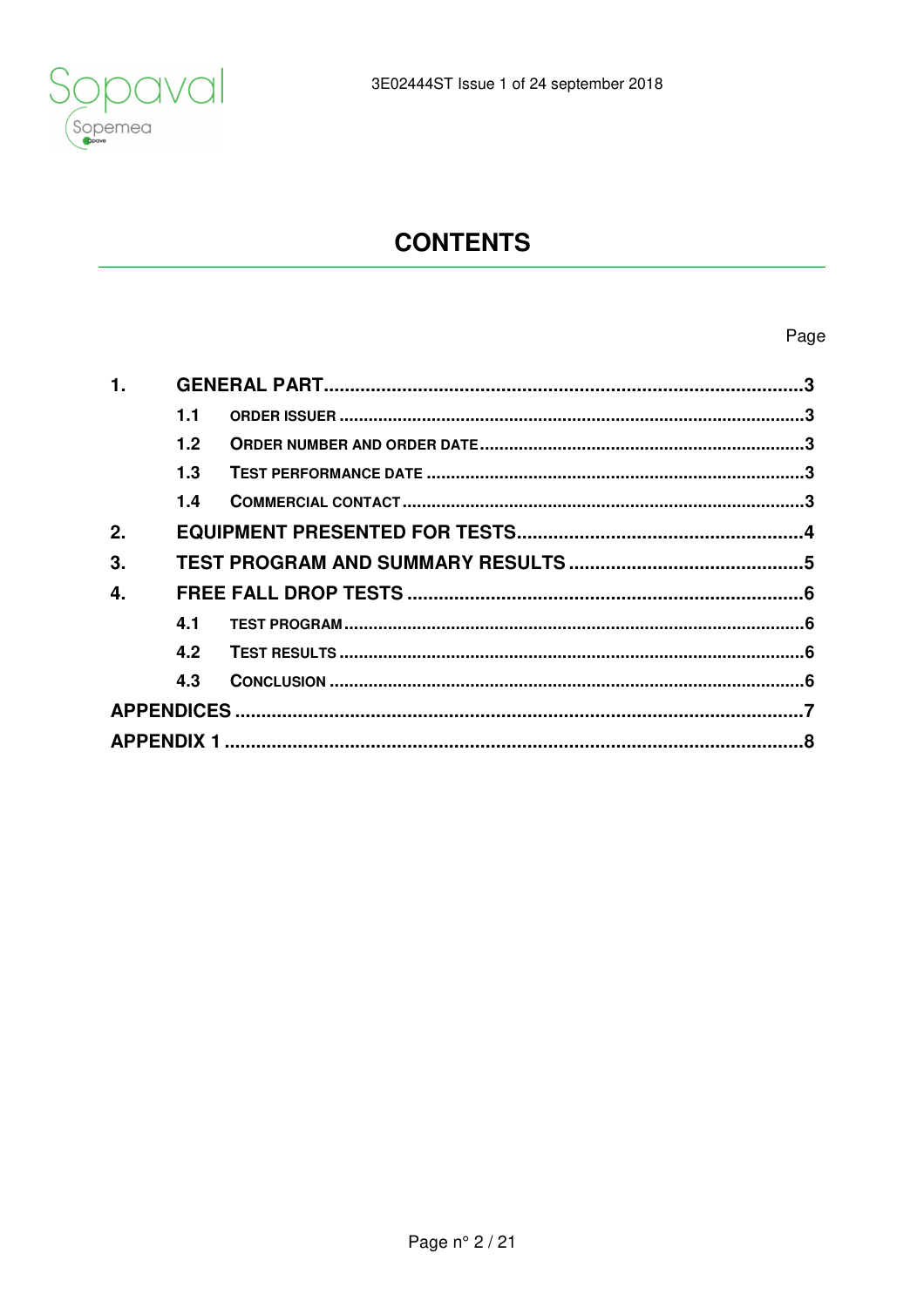# CONTENTS

Page

| | | |
|---|---|---|
| **1.** | **GENERAL PART** | **3** |
| | **1.1 ORDER ISSUER** | **3** |
| | **1.2 ORDER NUMBER AND ORDER DATE** | **3** |
| | **1.3 TEST PERFORMANCE DATE** | **3** |
| | **1.4 COMMERCIAL CONTACT** | **3** |
| **2.** | **EQUIPMENT PRESENTED FOR TESTS** | **4** |
| **3.** | **TEST PROGRAM AND SUMMARY RESULTS** | **5** |
| **4.** | **FREE FALL DROP TESTS** | **6** |
| | **4.1 TEST PROGRAM** | **6** |
| | **4.2 TEST RESULTS** | **6** |
| | **4.3 CONCLUSION** | **6** |
| **APPENDICES** | | **7** |
| **APPENDIX 1** | | **8** |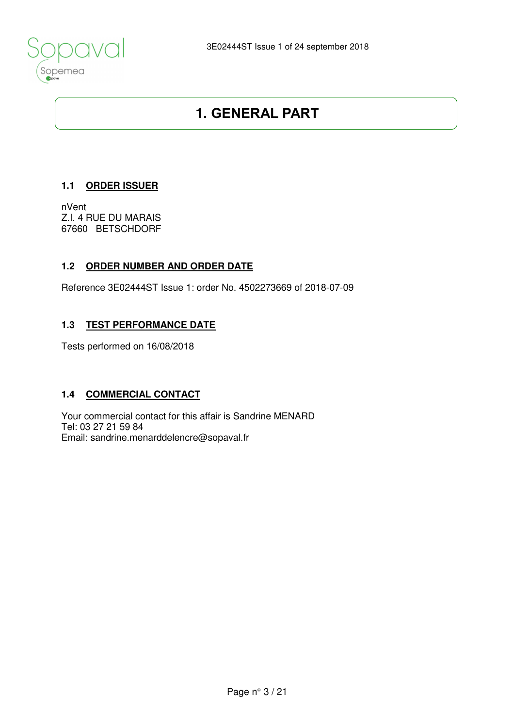# 1. GENERAL PART

## 1.1 ORDER ISSUER

nVent
Z.I. 4 RUE DU MARAIS
67660 BETSCHDORF

## 1.2 ORDER NUMBER AND ORDER DATE

Reference 3E02444ST Issue 1: order No. 4502273669 of 2018-07-09

## 1.3 TEST PERFORMANCE DATE

Tests performed on 16/08/2018

## 1.4 COMMERCIAL CONTACT

Your commercial contact for this affair is Sandrine MENARD
Tel: 03 27 21 59 84
Email: sandrine.menarddelencre@sopaval.fr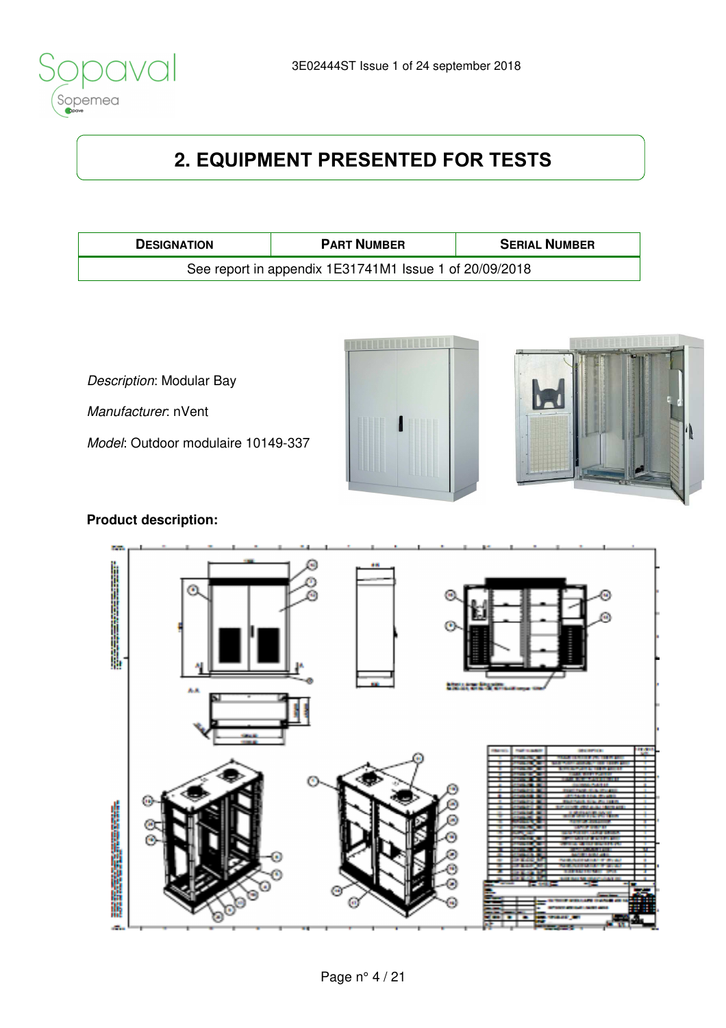## 2. EQUIPMENT PRESENTED FOR TESTS

| DESIGNATION | PART NUMBER | SERIAL NUMBER |
| --- | --- | --- |
| See report in appendix 1E31741M1 Issue 1 of 20/09/2018 | | |

*Description*: Modular Bay

*Manufacturer*: nVent

*Model*: Outdoor modulaire 10149-337

**Product description:**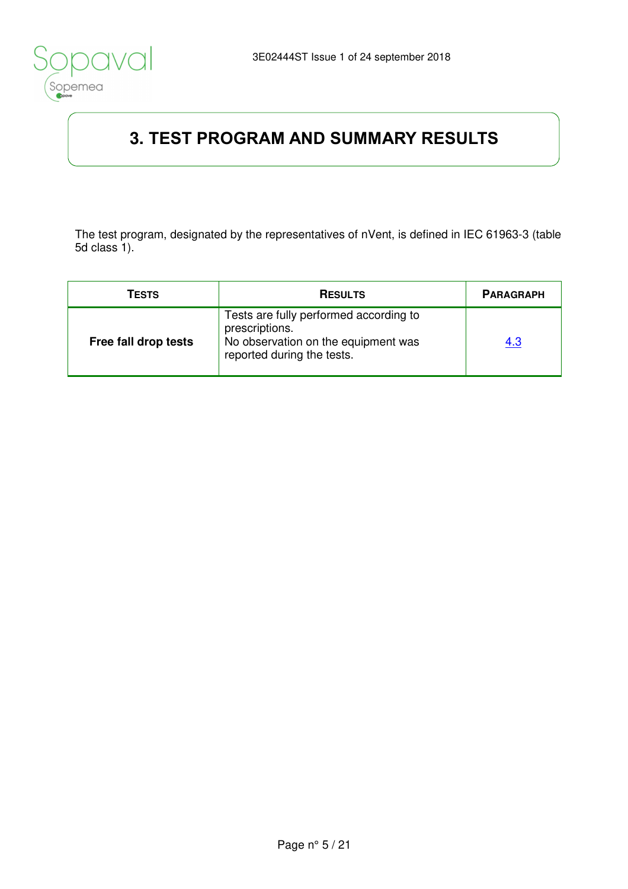# 3. TEST PROGRAM AND SUMMARY RESULTS

The test program, designated by the representatives of nVent, is defined in IEC 61963-3 (table 5d class 1).

| TESTS | RESULTS | PARAGRAPH |
|---|---|---|
| **Free fall drop tests** | Tests are fully performed according to prescriptions.<br>No observation on the equipment was reported during the tests. | 4.3 |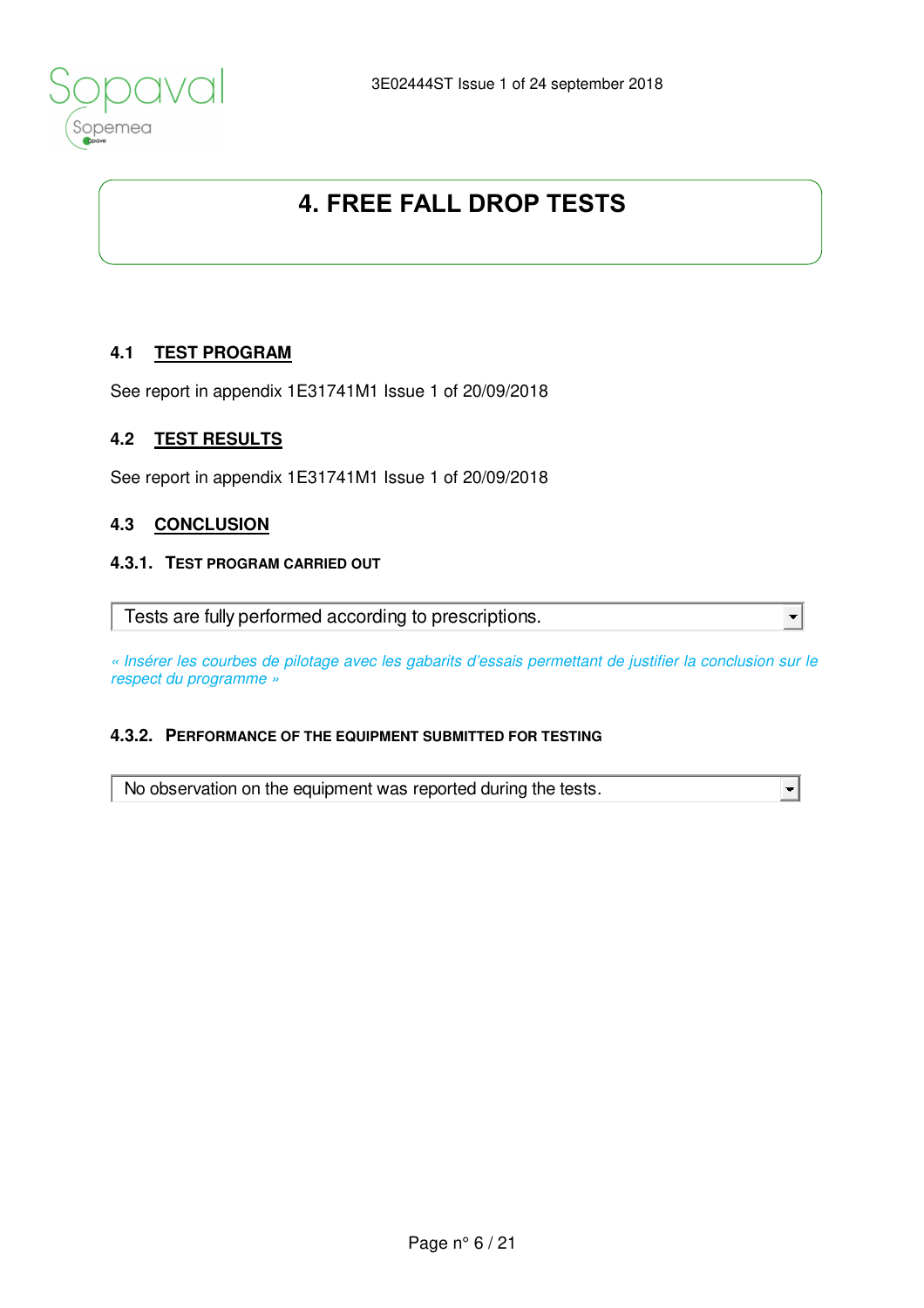# 4. FREE FALL DROP TESTS

## 4.1 TEST PROGRAM

See report in appendix 1E31741M1 Issue 1 of 20/09/2018

## 4.2 TEST RESULTS

See report in appendix 1E31741M1 Issue 1 of 20/09/2018

## 4.3 CONCLUSION

### 4.3.1. TEST PROGRAM CARRIED OUT

Tests are fully performed according to prescriptions.

*« Insérer les courbes de pilotage avec les gabarits d'essais permettant de justifier la conclusion sur le respect du programme »*

### 4.3.2. PERFORMANCE OF THE EQUIPMENT SUBMITTED FOR TESTING

No observation on the equipment was reported during the tests.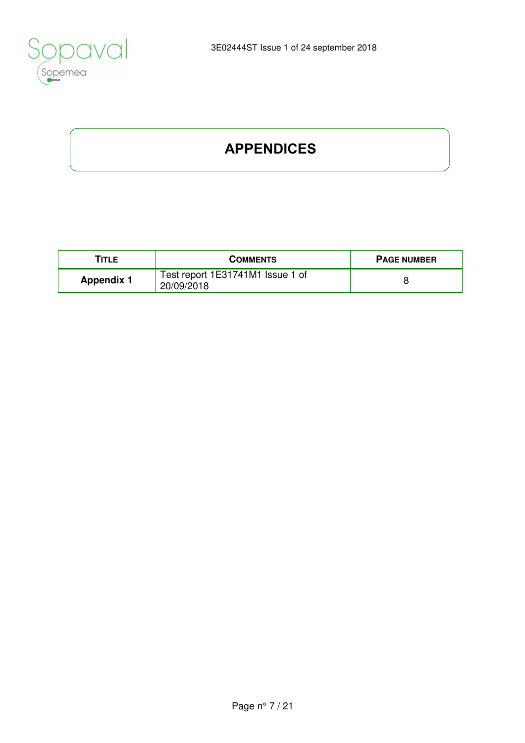# APPENDICES

| Title | Comments | Page number |
| --- | --- | --- |
| **Appendix 1** | Test report 1E31741M1 Issue 1 of 20/09/2018 | 8 |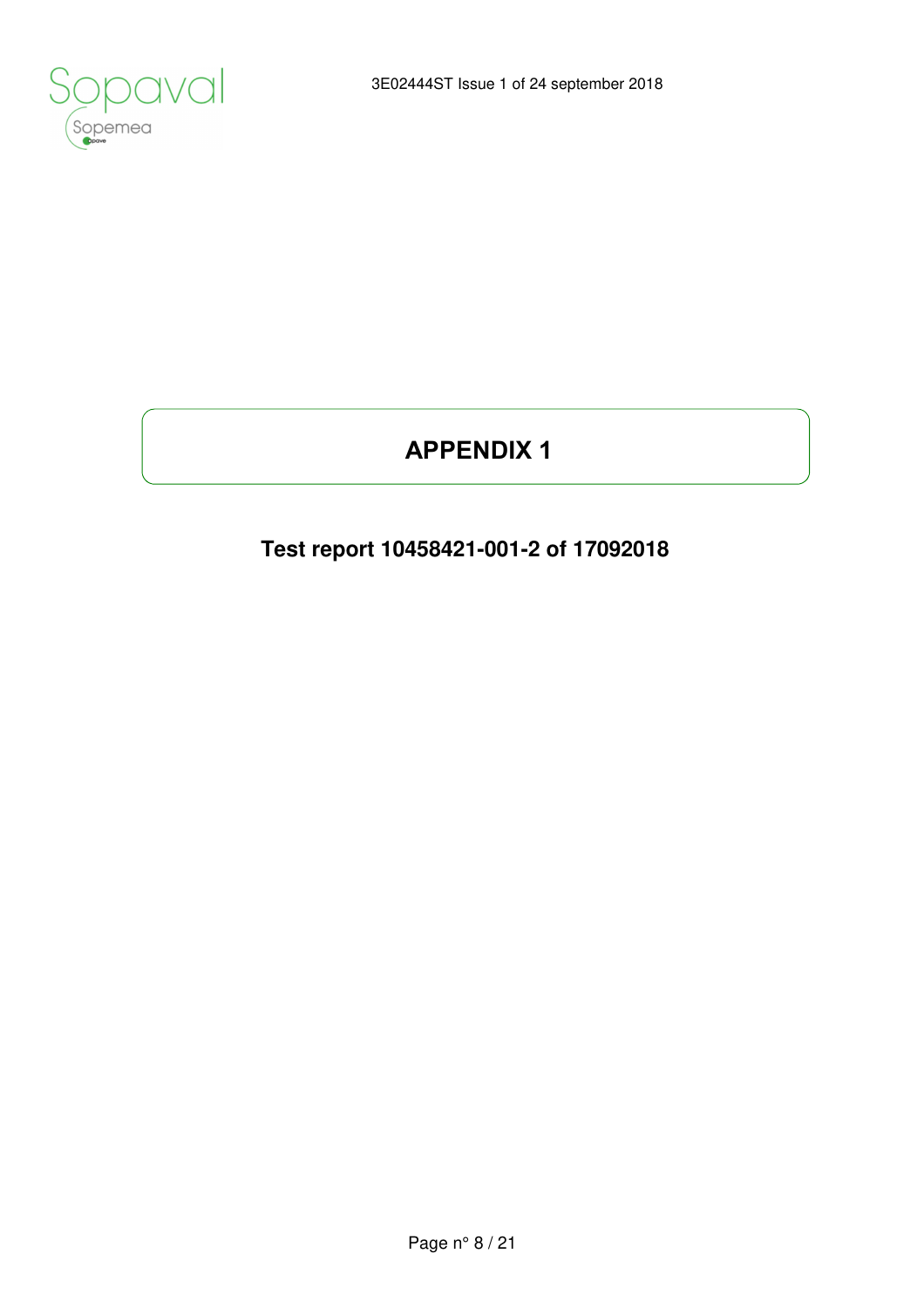# APPENDIX 1

## Test report 10458421-001-2 of 17092018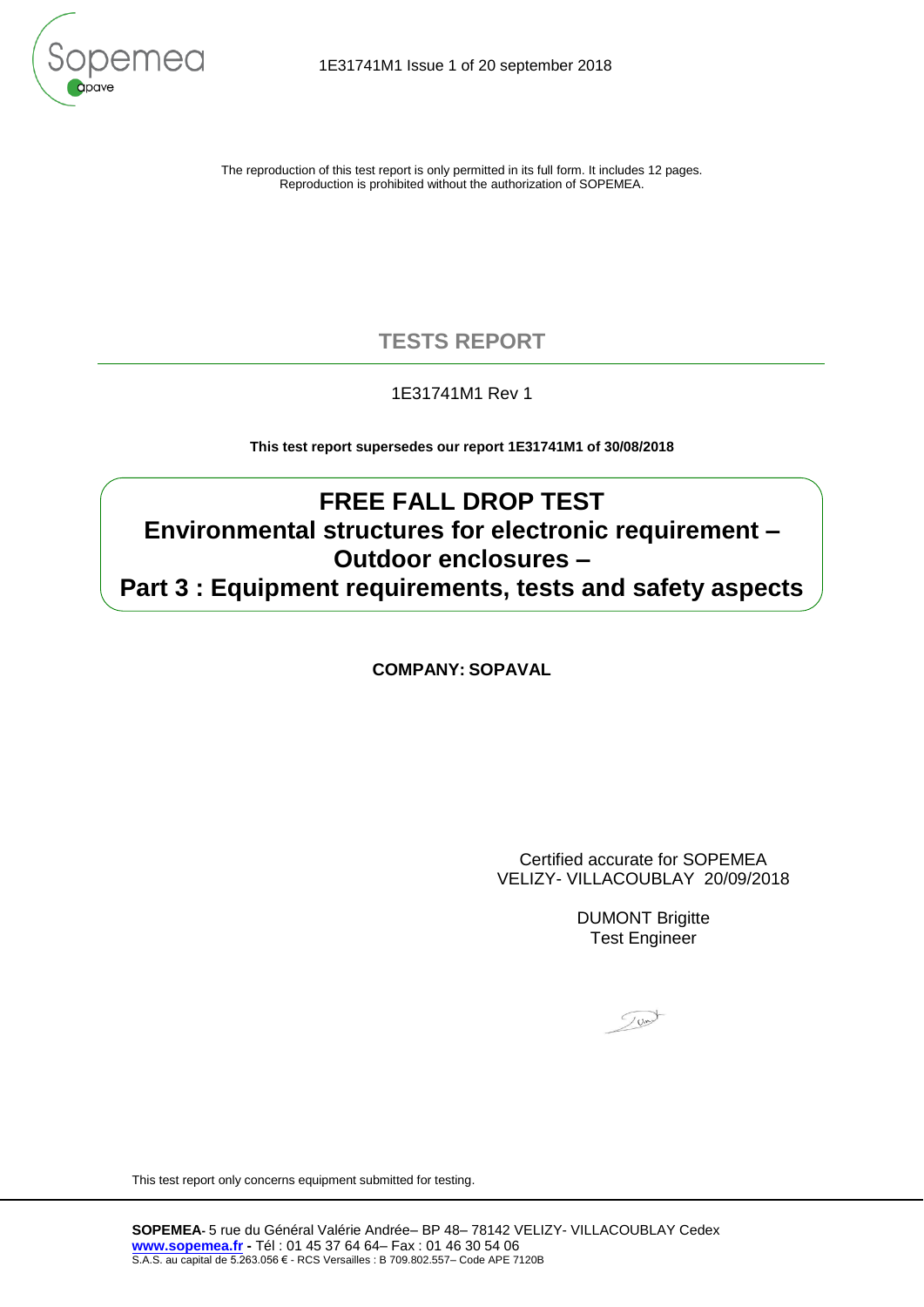The reproduction of this test report is only permitted in its full form. It includes 12 pages.
Reproduction is prohibited without the authorization of SOPEMEA.

# TESTS REPORT

1E31741M1 Rev 1

**This test report supersedes our report 1E31741M1 of 30/08/2018**

## FREE FALL DROP TEST
## Environmental structures for electronic requirement – Outdoor enclosures –
## Part 3 : Equipment requirements, tests and safety aspects

**COMPANY: SOPAVAL**

Certified accurate for SOPEMEA
VELIZY- VILLACOUBLAY 20/09/2018

DUMONT Brigitte
Test Engineer

This test report only concerns equipment submitted for testing.

**SOPEMEA**- 5 rue du Général Valérie Andrée– BP 48– 78142 VELIZY- VILLACOUBLAY Cedex
**www.sopemea.fr** - Tél : 01 45 37 64 64– Fax : 01 46 30 54 06
S.A.S. au capital de 5.263.056 € - RCS Versailles : B 709.802.557– Code APE 7120B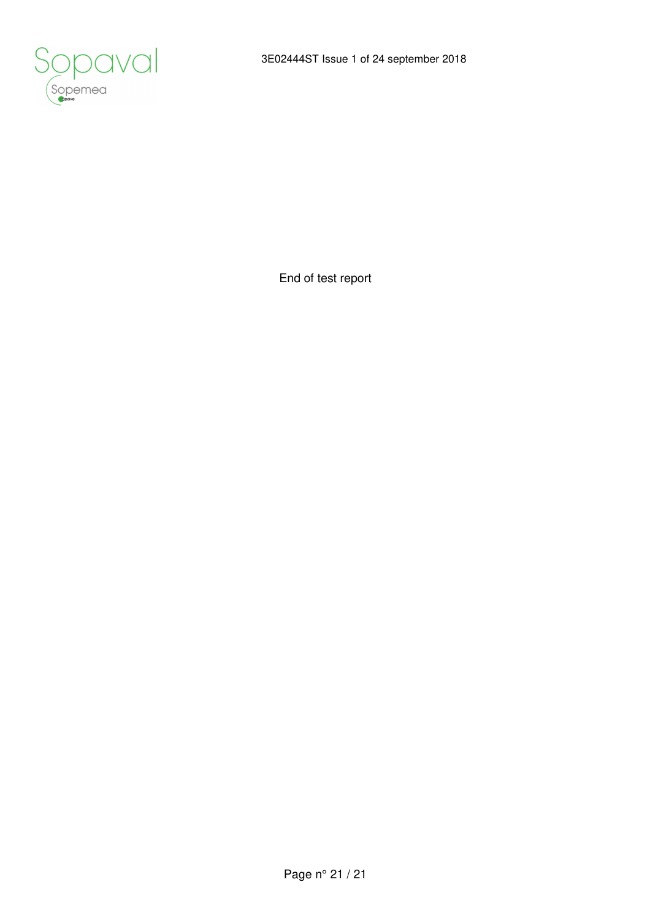End of test report